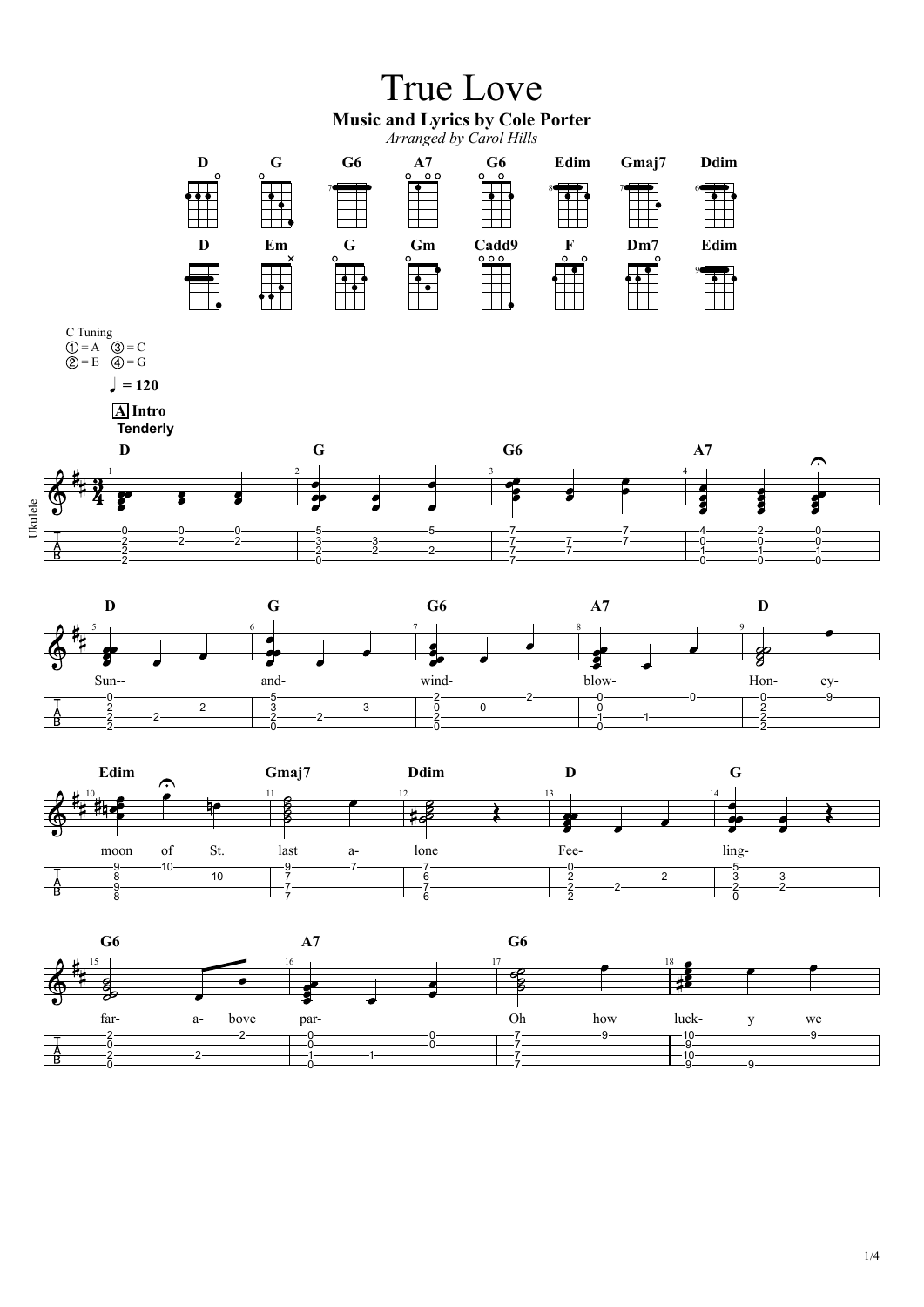# True Love

**Music and Lyrics by Cole Porter**

*Arranged by Carol Hills*

D G G6 A7 G6 Edim Gmaj7 Ddim

D Em G Gm Cadd9 F Dm7 Edim

C Tuning
① = A ③ = C
② = E ④ = G

♩ = 120

**A Intro**
**Tenderly**

Sun-- and- wind- blow- Hon- ey-

moon of St. last a- lone Fee- ling-

far- a- bove par- Oh how luck- y we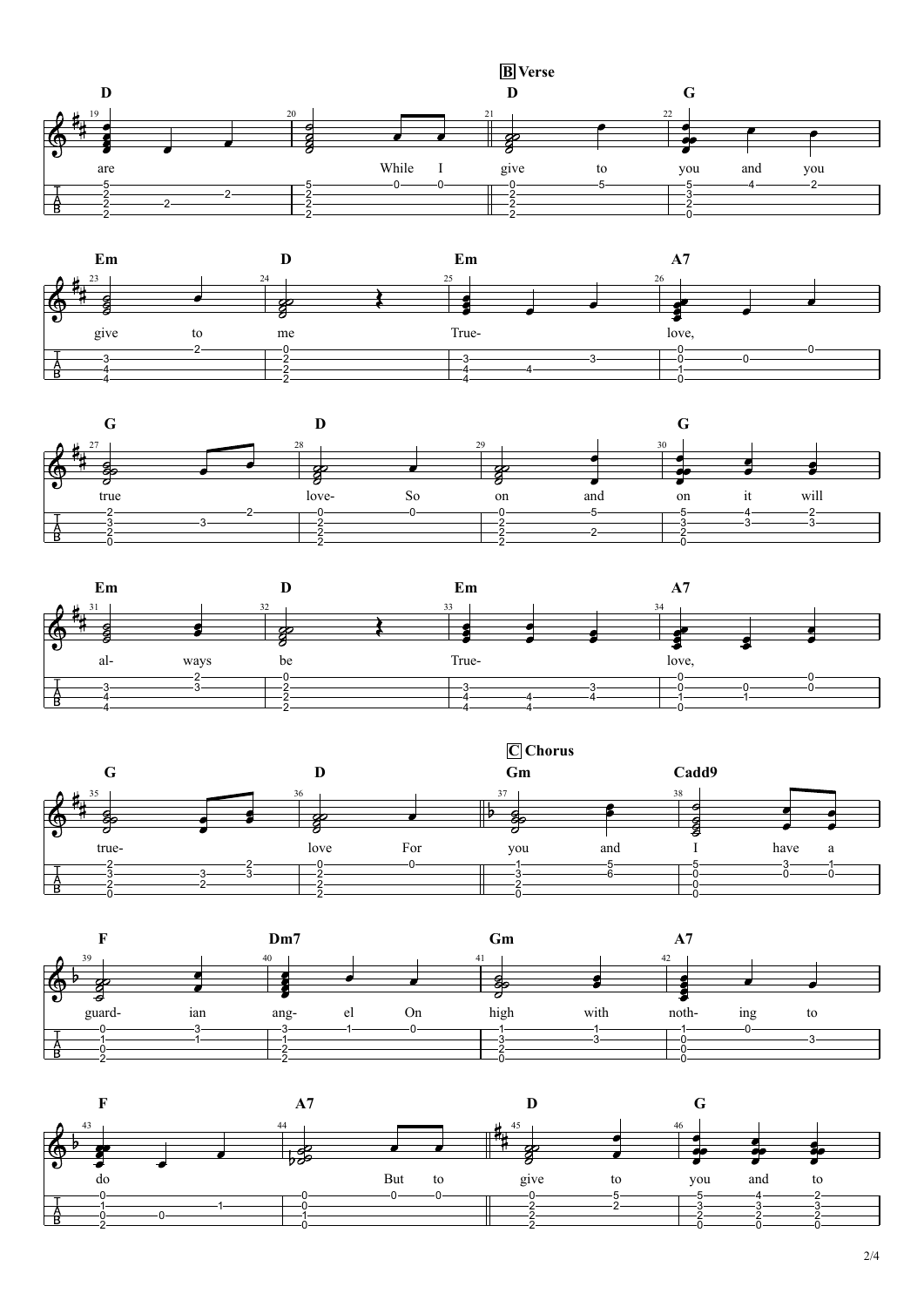**B** Verse

**C** Chorus

| Measure | Chord | Lyrics |
|---|---|---|
| 19 | D | are |
| 20 | | While I |
| 21 | D | give to |
| 22 | G | you and you |
| 23 | Em | give to |
| 24 | D | me |
| 25 | Em | True- |
| 26 | A7 | love, |
| 27 | G | true |
| 28 | D | love- So |
| 29 | | on and |
| 30 | G | on it will |
| 31 | Em | al- ways |
| 32 | D | be |
| 33 | Em | True- |
| 34 | A7 | love, |
| 35 | G | true- |
| 36 | D | love For |
| 37 | Gm | you and |
| 38 | Cadd9 | I have a |
| 39 | F | guard- ian |
| 40 | Dm7 | ang- el On |
| 41 | Gm | high with |
| 42 | A7 | noth- ing to |
| 43 | F | do |
| 44 | A7 | But to |
| 45 | D | give to |
| 46 | G | you and to |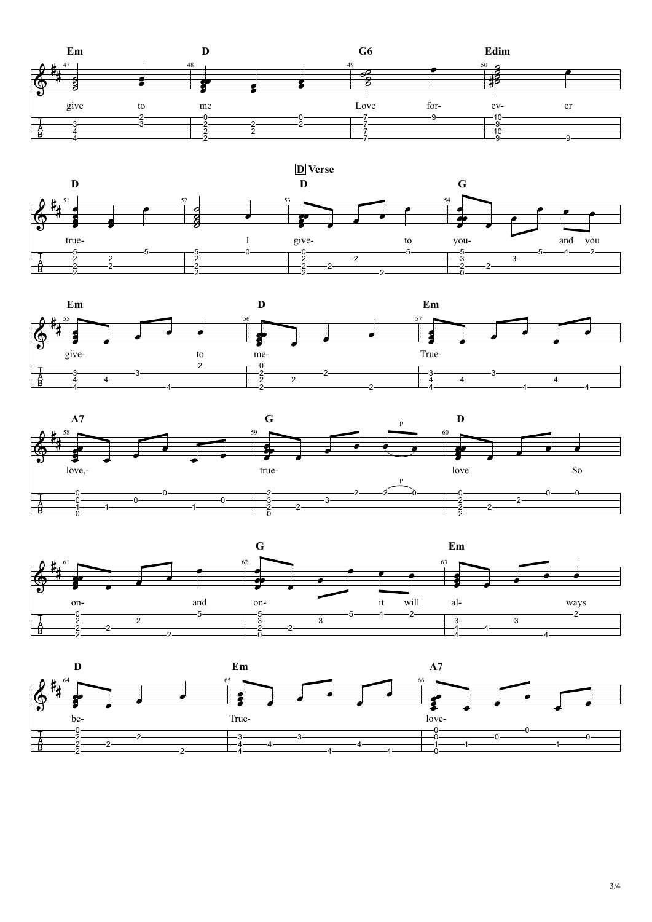Em D G6 Edim

give to me Love for- ev- er

D D

true- I

## D Verse

D G

give- to you- and you

Em D Em

give- to me- True-

A7 G D

love,- true- love So

G Em

on- and on- it will al- ways

D Em A7

be- True- love-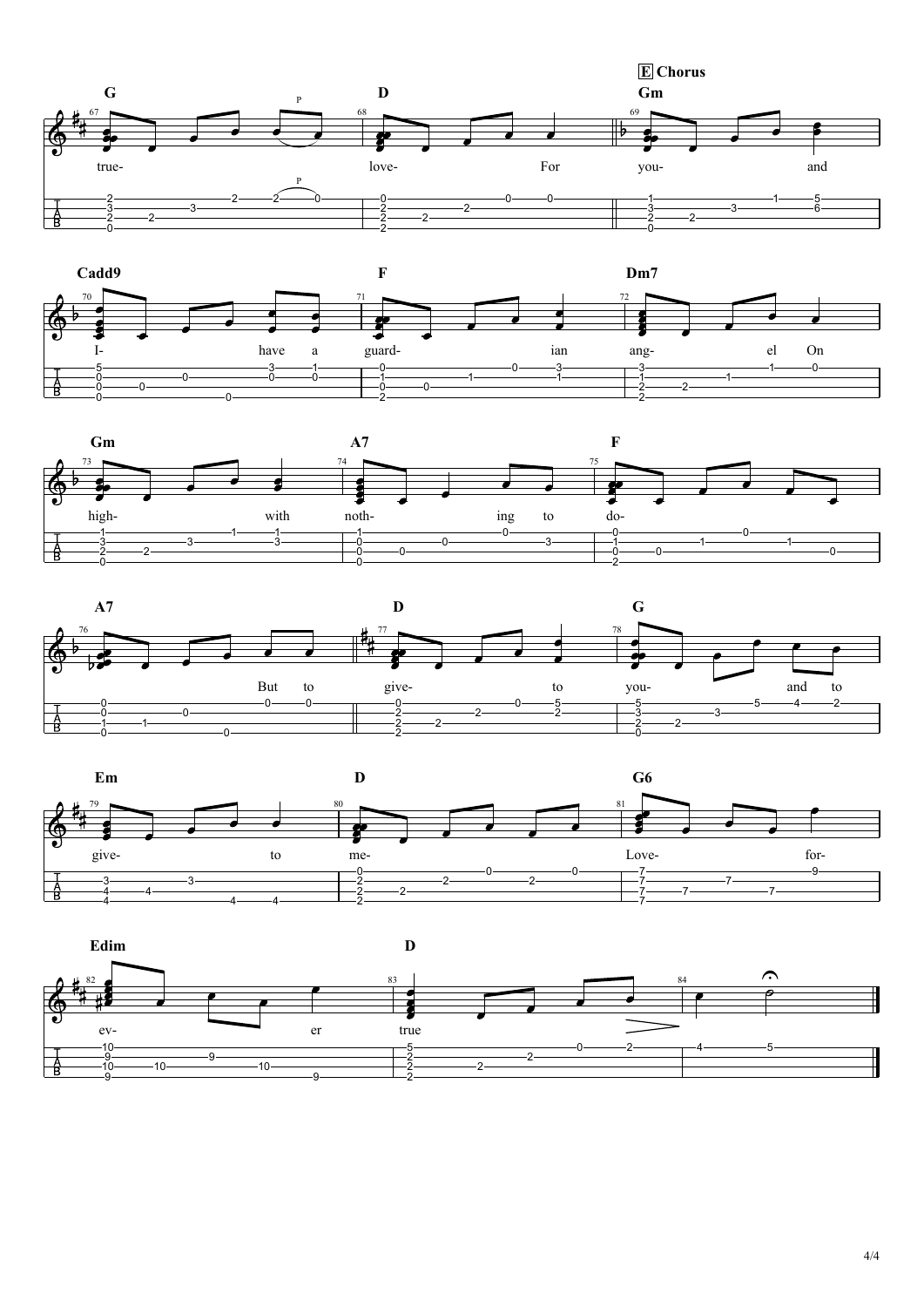**E Chorus**

G | D | Gm
true- | love- For | you- and

Cadd9 | F | Dm7
I- have a | guard- ian | ang- el On

Gm | A7 | F
high- with | noth- ing to | do-

A7 | D | G
But to | give- to | you- and to

Em | D | G6
give- to | me- | Love- for-

Edim | D
ev- er | true